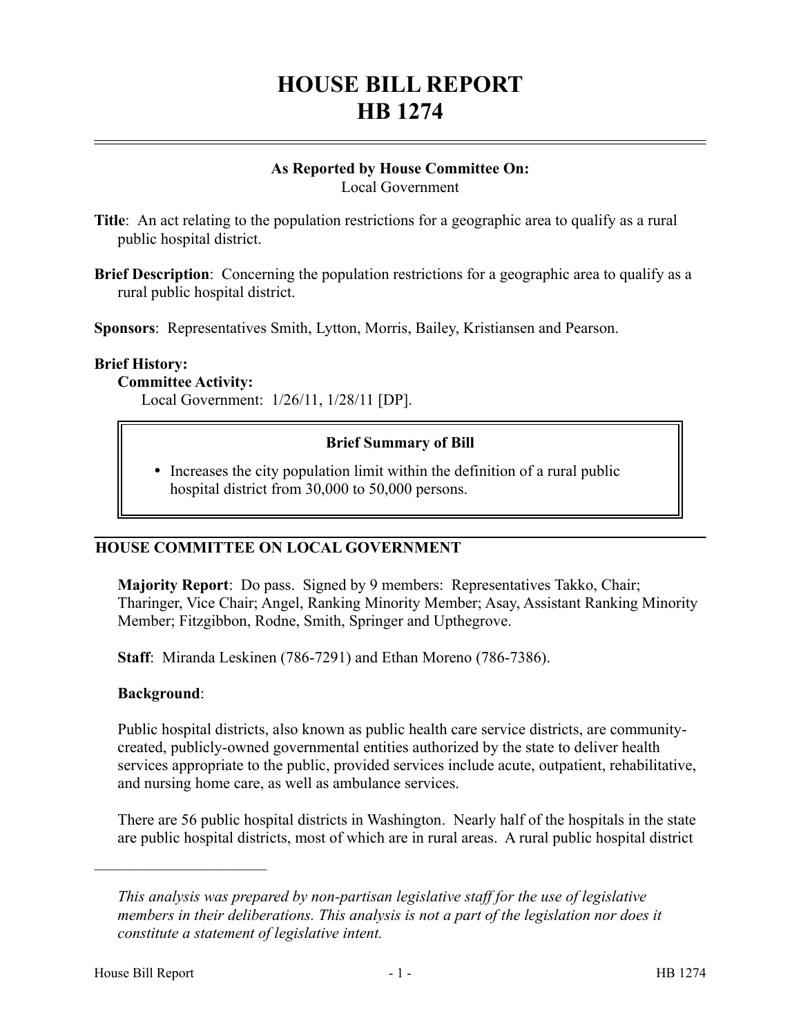# HOUSE BILL REPORT
# HB 1274

**As Reported by House Committee On:**
Local Government

**Title**: An act relating to the population restrictions for a geographic area to qualify as a rural public hospital district.

**Brief Description**: Concerning the population restrictions for a geographic area to qualify as a rural public hospital district.

**Sponsors**: Representatives Smith, Lytton, Morris, Bailey, Kristiansen and Pearson.

**Brief History:**

**Committee Activity:**

Local Government: 1/26/11, 1/28/11 [DP].

**Brief Summary of Bill**

- Increases the city population limit within the definition of a rural public hospital district from 30,000 to 50,000 persons.

## HOUSE COMMITTEE ON LOCAL GOVERNMENT

**Majority Report**: Do pass. Signed by 9 members: Representatives Takko, Chair; Tharinger, Vice Chair; Angel, Ranking Minority Member; Asay, Assistant Ranking Minority Member; Fitzgibbon, Rodne, Smith, Springer and Upthegrove.

**Staff**: Miranda Leskinen (786-7291) and Ethan Moreno (786-7386).

**Background**:

Public hospital districts, also known as public health care service districts, are community-created, publicly-owned governmental entities authorized by the state to deliver health services appropriate to the public, provided services include acute, outpatient, rehabilitative, and nursing home care, as well as ambulance services.

There are 56 public hospital districts in Washington. Nearly half of the hospitals in the state are public hospital districts, most of which are in rural areas. A rural public hospital district

---

*This analysis was prepared by non-partisan legislative staff for the use of legislative members in their deliberations. This analysis is not a part of the legislation nor does it constitute a statement of legislative intent.*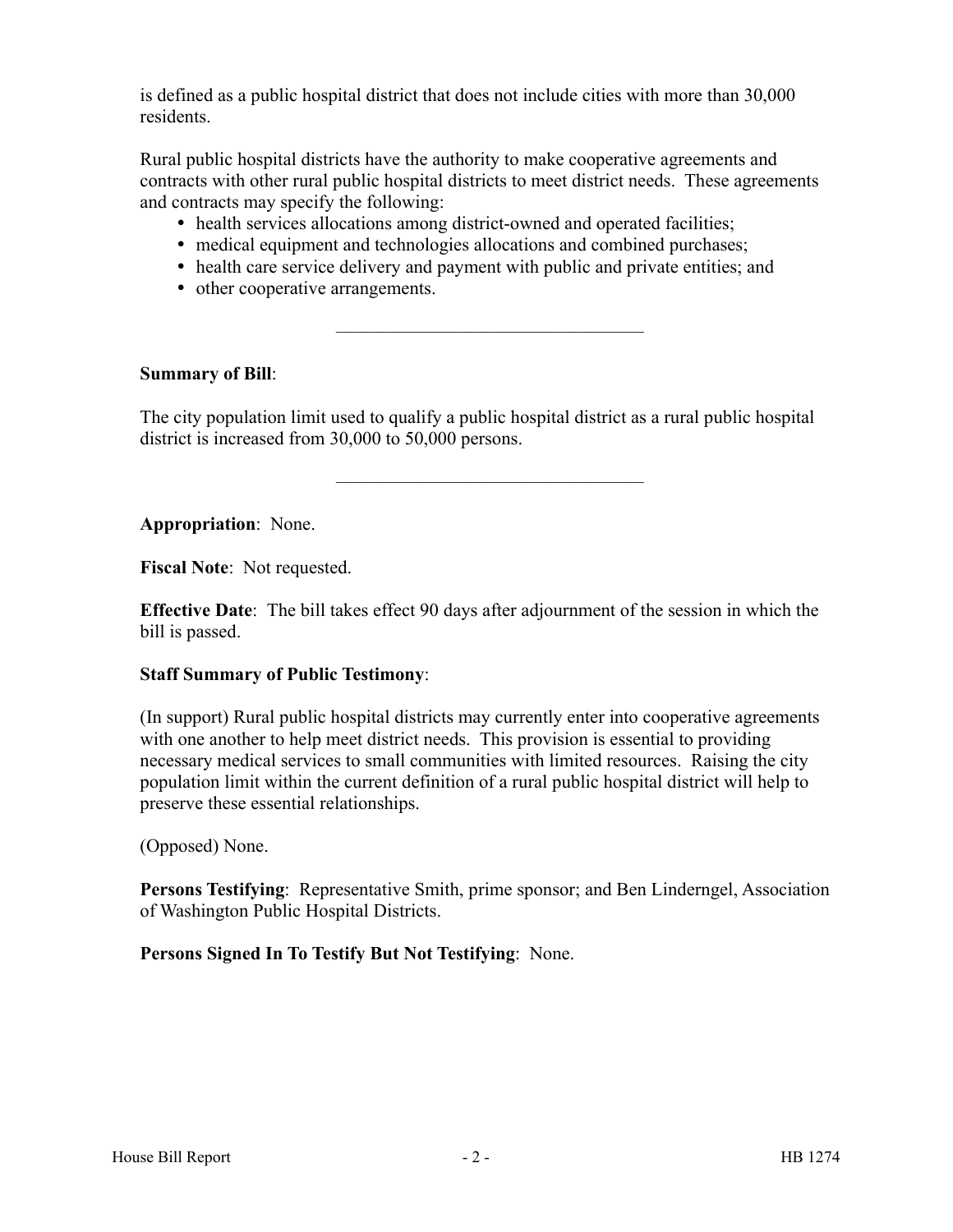is defined as a public hospital district that does not include cities with more than 30,000 residents.

Rural public hospital districts have the authority to make cooperative agreements and contracts with other rural public hospital districts to meet district needs. These agreements and contracts may specify the following:

- health services allocations among district-owned and operated facilities;
- medical equipment and technologies allocations and combined purchases;
- health care service delivery and payment with public and private entities; and
- other cooperative arrangements.

---

**Summary of Bill**:

The city population limit used to qualify a public hospital district as a rural public hospital district is increased from 30,000 to 50,000 persons.

---

**Appropriation**: None.

**Fiscal Note**: Not requested.

**Effective Date**: The bill takes effect 90 days after adjournment of the session in which the bill is passed.

**Staff Summary of Public Testimony**:

(In support) Rural public hospital districts may currently enter into cooperative agreements with one another to help meet district needs. This provision is essential to providing necessary medical services to small communities with limited resources. Raising the city population limit within the current definition of a rural public hospital district will help to preserve these essential relationships.

(Opposed) None.

**Persons Testifying**: Representative Smith, prime sponsor; and Ben Linderngel, Association of Washington Public Hospital Districts.

**Persons Signed In To Testify But Not Testifying**: None.